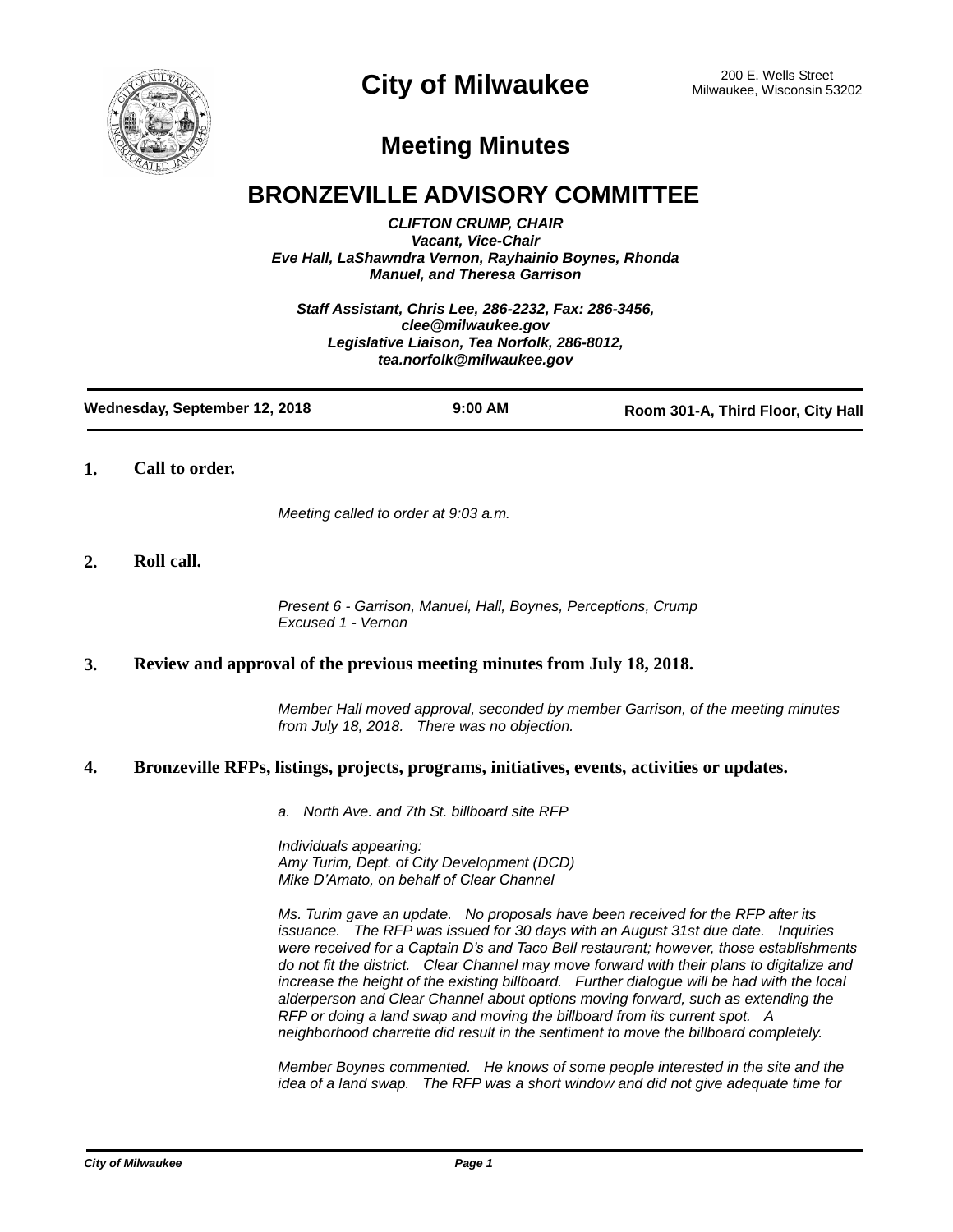# City of Milwaukee

200 E. Wells Street
Milwaukee, Wisconsin 53202

## Meeting Minutes

# BRONZEVILLE ADVISORY COMMITTEE

***CLIFTON CRUMP, CHAIR***
***Vacant, Vice-Chair***
***Eve Hall, LaShawndra Vernon, Rayhainio Boynes, Rhonda Manuel, and Theresa Garrison***

***Staff Assistant, Chris Lee, 286-2232, Fax: 286-3456, clee@milwaukee.gov***
***Legislative Liaison, Tea Norfolk, 286-8012, tea.norfolk@milwaukee.gov***

| Wednesday, September 12, 2018 | 9:00 AM | Room 301-A, Third Floor, City Hall |
|---|---|---|

**1. Call to order.**

*Meeting called to order at 9:03 a.m.*

**2. Roll call.**

*Present 6 - Garrison, Manuel, Hall, Boynes, Perceptions, Crump*
*Excused 1 - Vernon*

**3. Review and approval of the previous meeting minutes from July 18, 2018.**

*Member Hall moved approval, seconded by member Garrison, of the meeting minutes from July 18, 2018. There was no objection.*

**4. Bronzeville RFPs, listings, projects, programs, initiatives, events, activities or updates.**

*a. North Ave. and 7th St. billboard site RFP*

*Individuals appearing:*
*Amy Turim, Dept. of City Development (DCD)*
*Mike D'Amato, on behalf of Clear Channel*

*Ms. Turim gave an update. No proposals have been received for the RFP after its issuance. The RFP was issued for 30 days with an August 31st due date. Inquiries were received for a Captain D's and Taco Bell restaurant; however, those establishments do not fit the district. Clear Channel may move forward with their plans to digitalize and increase the height of the existing billboard. Further dialogue will be had with the local alderperson and Clear Channel about options moving forward, such as extending the RFP or doing a land swap and moving the billboard from its current spot. A neighborhood charrette did result in the sentiment to move the billboard completely.*

*Member Boynes commented. He knows of some people interested in the site and the idea of a land swap. The RFP was a short window and did not give adequate time for*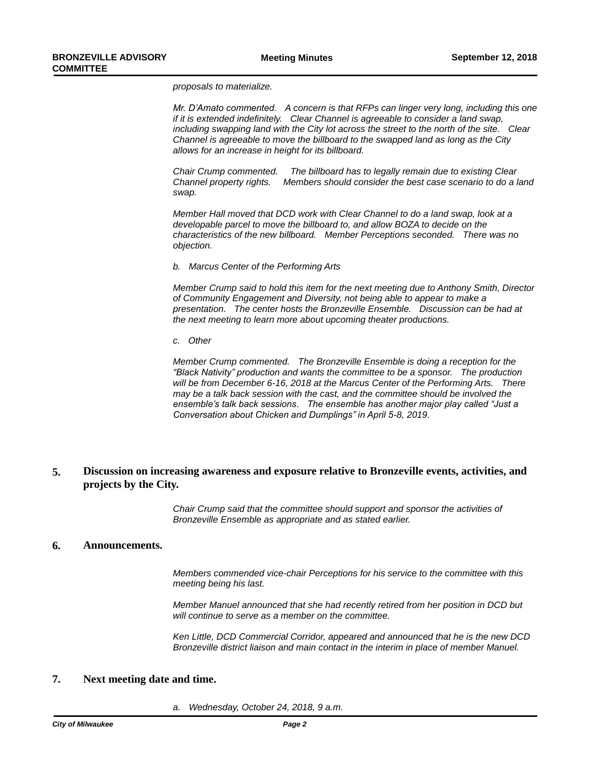*proposals to materialize.*

*Mr. D'Amato commented. A concern is that RFPs can linger very long, including this one if it is extended indefinitely. Clear Channel is agreeable to consider a land swap, including swapping land with the City lot across the street to the north of the site. Clear Channel is agreeable to move the billboard to the swapped land as long as the City allows for an increase in height for its billboard.*

*Chair Crump commented. The billboard has to legally remain due to existing Clear Channel property rights. Members should consider the best case scenario to do a land swap.*

*Member Hall moved that DCD work with Clear Channel to do a land swap, look at a developable parcel to move the billboard to, and allow BOZA to decide on the characteristics of the new billboard. Member Perceptions seconded. There was no objection.*

*b. Marcus Center of the Performing Arts*

*Member Crump said to hold this item for the next meeting due to Anthony Smith, Director of Community Engagement and Diversity, not being able to appear to make a presentation. The center hosts the Bronzeville Ensemble. Discussion can be had at the next meeting to learn more about upcoming theater productions.*

*c. Other*

*Member Crump commented. The Bronzeville Ensemble is doing a reception for the "Black Nativity" production and wants the committee to be a sponsor. The production will be from December 6-16, 2018 at the Marcus Center of the Performing Arts. There may be a talk back session with the cast, and the committee should be involved the ensemble's talk back sessions. The ensemble has another major play called "Just a Conversation about Chicken and Dumplings" in April 5-8, 2019.*

## 5. Discussion on increasing awareness and exposure relative to Bronzeville events, activities, and projects by the City.

*Chair Crump said that the committee should support and sponsor the activities of Bronzeville Ensemble as appropriate and as stated earlier.*

## 6. Announcements.

*Members commended vice-chair Perceptions for his service to the committee with this meeting being his last.*

*Member Manuel announced that she had recently retired from her position in DCD but will continue to serve as a member on the committee.*

*Ken Little, DCD Commercial Corridor, appeared and announced that he is the new DCD Bronzeville district liaison and main contact in the interim in place of member Manuel.*

## 7. Next meeting date and time.

*a. Wednesday, October 24, 2018, 9 a.m.*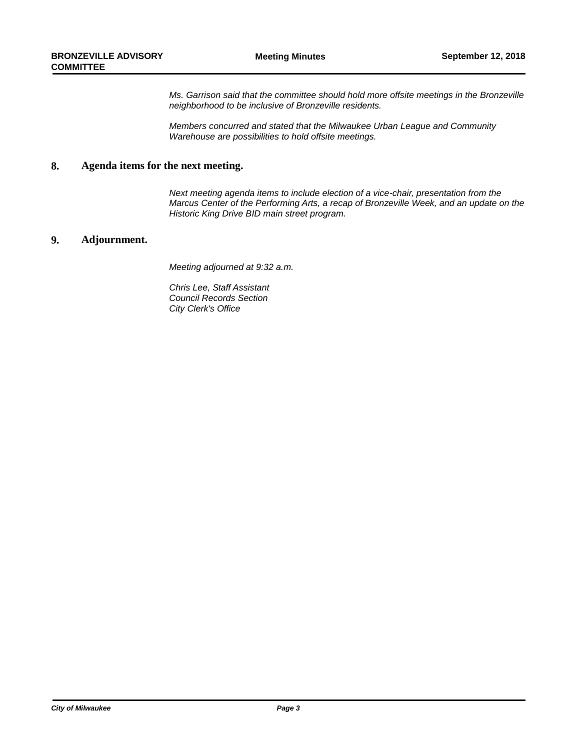*Ms. Garrison said that the committee should hold more offsite meetings in the Bronzeville neighborhood to be inclusive of Bronzeville residents.*

*Members concurred and stated that the Milwaukee Urban League and Community Warehouse are possibilities to hold offsite meetings.*

## 8. Agenda items for the next meeting.

*Next meeting agenda items to include election of a vice-chair, presentation from the Marcus Center of the Performing Arts, a recap of Bronzeville Week, and an update on the Historic King Drive BID main street program.*

## 9. Adjournment.

*Meeting adjourned at 9:32 a.m.*

*Chris Lee, Staff Assistant*
*Council Records Section*
*City Clerk's Office*